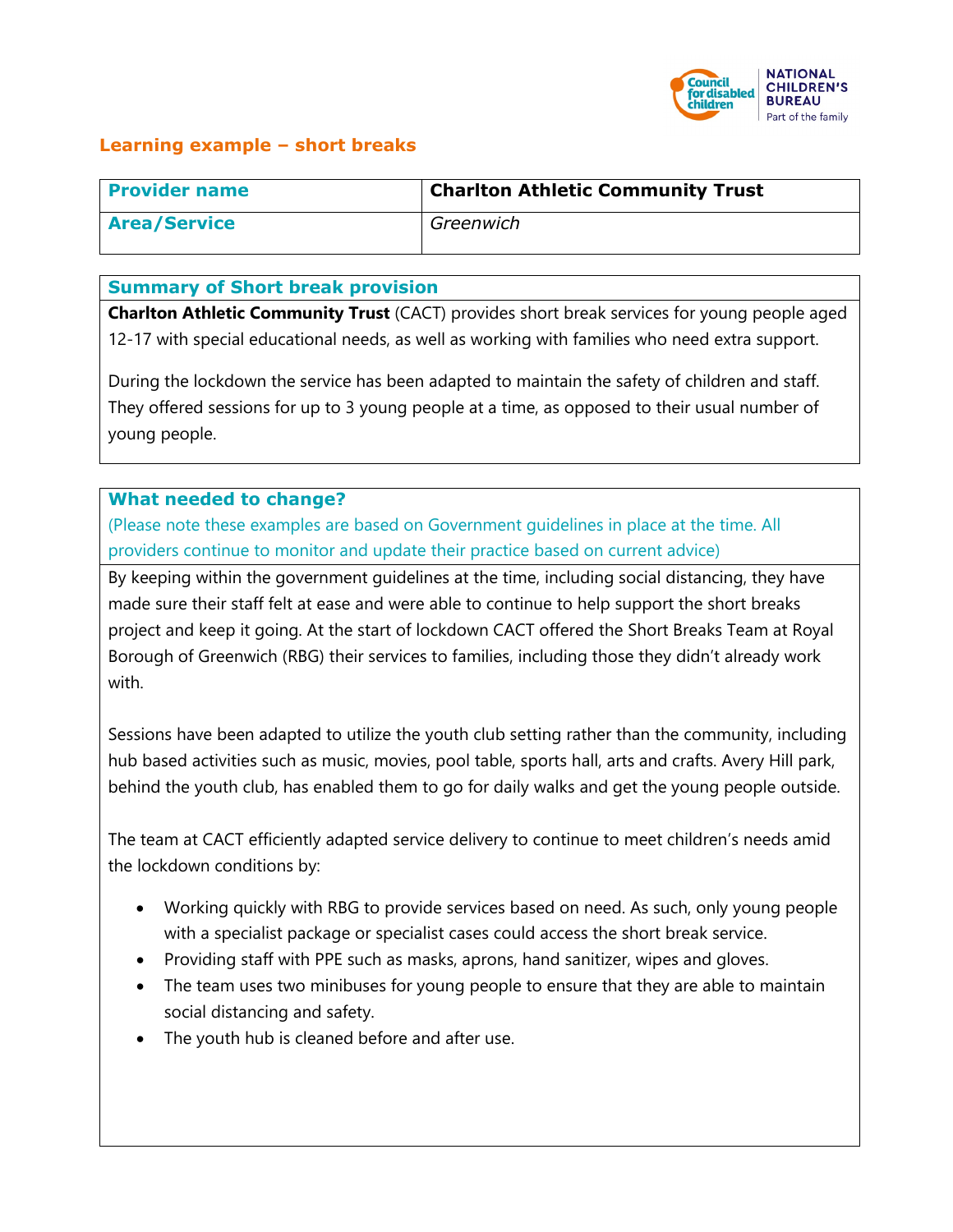## Learning example – short breaks

| Provider name | Charlton Athletic Community Trust |
|---|---|
| Area/Service | *Greenwich* |

### Summary of Short break provision

**Charlton Athletic Community Trust** (CACT) provides short break services for young people aged 12-17 with special educational needs, as well as working with families who need extra support.

During the lockdown the service has been adapted to maintain the safety of children and staff. They offered sessions for up to 3 young people at a time, as opposed to their usual number of young people.

### What needed to change?

(Please note these examples are based on Government guidelines in place at the time. All providers continue to monitor and update their practice based on current advice)

By keeping within the government guidelines at the time, including social distancing, they have made sure their staff felt at ease and were able to continue to help support the short breaks project and keep it going. At the start of lockdown CACT offered the Short Breaks Team at Royal Borough of Greenwich (RBG) their services to families, including those they didn't already work with.

Sessions have been adapted to utilize the youth club setting rather than the community, including hub based activities such as music, movies, pool table, sports hall, arts and crafts. Avery Hill park, behind the youth club, has enabled them to go for daily walks and get the young people outside.

The team at CACT efficiently adapted service delivery to continue to meet children's needs amid the lockdown conditions by:

- Working quickly with RBG to provide services based on need. As such, only young people with a specialist package or specialist cases could access the short break service.
- Providing staff with PPE such as masks, aprons, hand sanitizer, wipes and gloves.
- The team uses two minibuses for young people to ensure that they are able to maintain social distancing and safety.
- The youth hub is cleaned before and after use.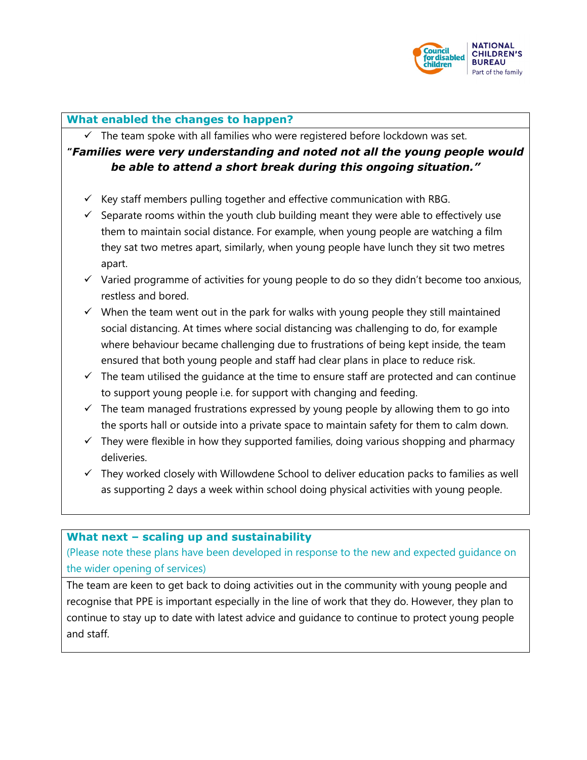## What enabled the changes to happen?

- ✓ The team spoke with all families who were registered before lockdown was set.

***"Families were very understanding and noted not all the young people would be able to attend a short break during this ongoing situation."***

- ✓ Key staff members pulling together and effective communication with RBG.
- ✓ Separate rooms within the youth club building meant they were able to effectively use them to maintain social distance. For example, when young people are watching a film they sat two metres apart, similarly, when young people have lunch they sit two metres apart.
- ✓ Varied programme of activities for young people to do so they didn't become too anxious, restless and bored.
- ✓ When the team went out in the park for walks with young people they still maintained social distancing. At times where social distancing was challenging to do, for example where behaviour became challenging due to frustrations of being kept inside, the team ensured that both young people and staff had clear plans in place to reduce risk.
- ✓ The team utilised the guidance at the time to ensure staff are protected and can continue to support young people i.e. for support with changing and feeding.
- ✓ The team managed frustrations expressed by young people by allowing them to go into the sports hall or outside into a private space to maintain safety for them to calm down.
- ✓ They were flexible in how they supported families, doing various shopping and pharmacy deliveries.
- ✓ They worked closely with Willowdene School to deliver education packs to families as well as supporting 2 days a week within school doing physical activities with young people.

## What next – scaling up and sustainability

(Please note these plans have been developed in response to the new and expected guidance on the wider opening of services)

The team are keen to get back to doing activities out in the community with young people and recognise that PPE is important especially in the line of work that they do. However, they plan to continue to stay up to date with latest advice and guidance to continue to protect young people and staff.